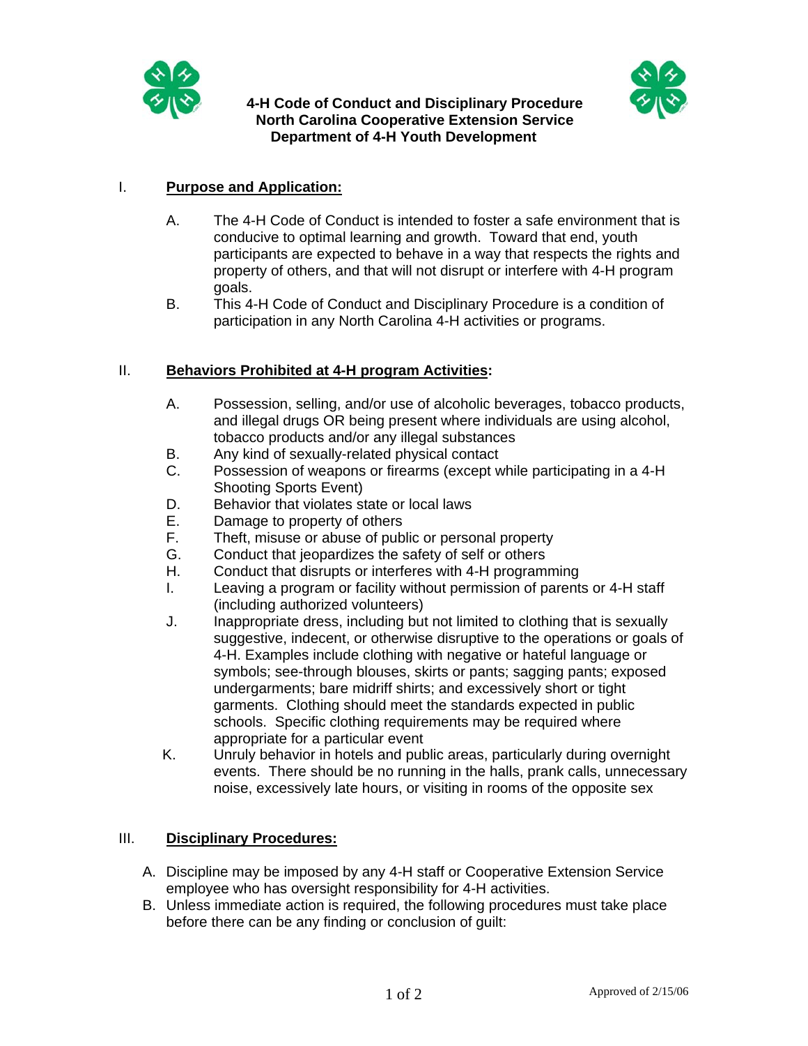# 4-H Code of Conduct and Disciplinary Procedure
## North Carolina Cooperative Extension Service
## Department of 4-H Youth Development

I. **Purpose and Application:**

A. The 4-H Code of Conduct is intended to foster a safe environment that is conducive to optimal learning and growth. Toward that end, youth participants are expected to behave in a way that respects the rights and property of others, and that will not disrupt or interfere with 4-H program goals.

B. This 4-H Code of Conduct and Disciplinary Procedure is a condition of participation in any North Carolina 4-H activities or programs.

II. **Behaviors Prohibited at 4-H program Activities:**

A. Possession, selling, and/or use of alcoholic beverages, tobacco products, and illegal drugs OR being present where individuals are using alcohol, tobacco products and/or any illegal substances

B. Any kind of sexually-related physical contact

C. Possession of weapons or firearms (except while participating in a 4-H Shooting Sports Event)

D. Behavior that violates state or local laws

E. Damage to property of others

F. Theft, misuse or abuse of public or personal property

G. Conduct that jeopardizes the safety of self or others

H. Conduct that disrupts or interferes with 4-H programming

I. Leaving a program or facility without permission of parents or 4-H staff (including authorized volunteers)

J. Inappropriate dress, including but not limited to clothing that is sexually suggestive, indecent, or otherwise disruptive to the operations or goals of 4-H. Examples include clothing with negative or hateful language or symbols; see-through blouses, skirts or pants; sagging pants; exposed undergarments; bare midriff shirts; and excessively short or tight garments. Clothing should meet the standards expected in public schools. Specific clothing requirements may be required where appropriate for a particular event

K. Unruly behavior in hotels and public areas, particularly during overnight events. There should be no running in the halls, prank calls, unnecessary noise, excessively late hours, or visiting in rooms of the opposite sex

III. **Disciplinary Procedures:**

A. Discipline may be imposed by any 4-H staff or Cooperative Extension Service employee who has oversight responsibility for 4-H activities.

B. Unless immediate action is required, the following procedures must take place before there can be any finding or conclusion of guilt:

Approved of 2/15/06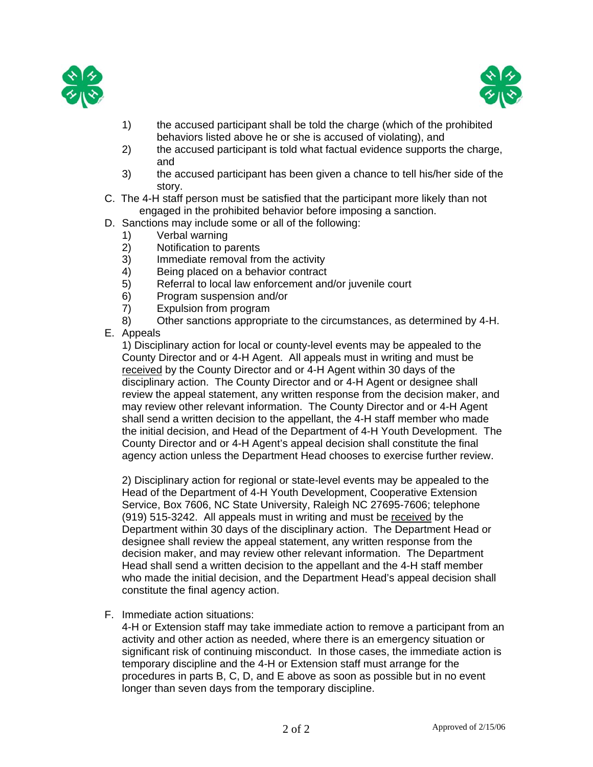1) the accused participant shall be told the charge (which of the prohibited behaviors listed above he or she is accused of violating), and
2) the accused participant is told what factual evidence supports the charge, and
3) the accused participant has been given a chance to tell his/her side of the story.

C. The 4-H staff person must be satisfied that the participant more likely than not engaged in the prohibited behavior before imposing a sanction.

D. Sanctions may include some or all of the following:
1) Verbal warning
2) Notification to parents
3) Immediate removal from the activity
4) Being placed on a behavior contract
5) Referral to local law enforcement and/or juvenile court
6) Program suspension and/or
7) Expulsion from program
8) Other sanctions appropriate to the circumstances, as determined by 4-H.

E. Appeals

1) Disciplinary action for local or county-level events may be appealed to the County Director and or 4-H Agent. All appeals must in writing and must be <u>received</u> by the County Director and or 4-H Agent within 30 days of the disciplinary action. The County Director and or 4-H Agent or designee shall review the appeal statement, any written response from the decision maker, and may review other relevant information. The County Director and or 4-H Agent shall send a written decision to the appellant, the 4-H staff member who made the initial decision, and Head of the Department of 4-H Youth Development. The County Director and or 4-H Agent's appeal decision shall constitute the final agency action unless the Department Head chooses to exercise further review.

2) Disciplinary action for regional or state-level events may be appealed to the Head of the Department of 4-H Youth Development, Cooperative Extension Service, Box 7606, NC State University, Raleigh NC 27695-7606; telephone (919) 515-3242. All appeals must in writing and must be <u>received</u> by the Department within 30 days of the disciplinary action. The Department Head or designee shall review the appeal statement, any written response from the decision maker, and may review other relevant information. The Department Head shall send a written decision to the appellant and the 4-H staff member who made the initial decision, and the Department Head's appeal decision shall constitute the final agency action.

F. Immediate action situations:

4-H or Extension staff may take immediate action to remove a participant from an activity and other action as needed, where there is an emergency situation or significant risk of continuing misconduct. In those cases, the immediate action is temporary discipline and the 4-H or Extension staff must arrange for the procedures in parts B, C, D, and E above as soon as possible but in no event longer than seven days from the temporary discipline.

Approved of 2/15/06